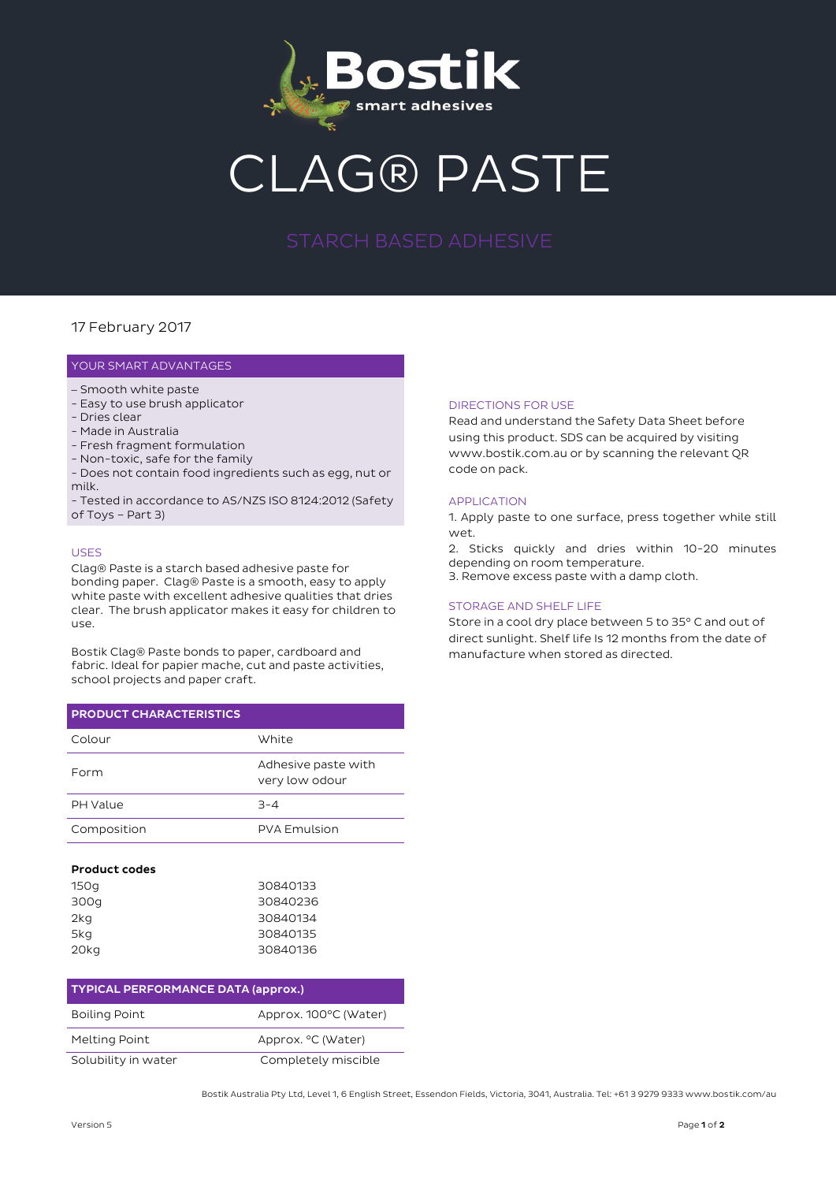# Bostik

smart adhesives

# CLAG® PASTE

## STARCH BASED ADHESIVE

17 February 2017

### YOUR SMART ADVANTAGES

– Smooth white paste
- Easy to use brush applicator
- Dries clear
- Made in Australia
- Fresh fragment formulation
- Non-toxic, safe for the family
- Does not contain food ingredients such as egg, nut or milk.
- Tested in accordance to AS/NZS ISO 8124:2012 (Safety of Toys – Part 3)

### USES

Clag® Paste is a starch based adhesive paste for bonding paper. Clag® Paste is a smooth, easy to apply white paste with excellent adhesive qualities that dries clear. The brush applicator makes it easy for children to use.

Bostik Clag® Paste bonds to paper, cardboard and fabric. Ideal for papier mache, cut and paste activities, school projects and paper craft.

| PRODUCT CHARACTERISTICS | |
|---|---|
| Colour | White |
| Form | Adhesive paste with very low odour |
| PH Value | 3-4 |
| Composition | PVA Emulsion |

**Product codes**

| | |
|---|---|
| 150g | 30840133 |
| 300g | 30840236 |
| 2kg | 30840134 |
| 5kg | 30840135 |
| 20kg | 30840136 |

| TYPICAL PERFORMANCE DATA (approx.) | |
|---|---|
| Boiling Point | Approx. 100°C (Water) |
| Melting Point | Approx. °C (Water) |
| Solubility in water | Completely miscible |

### DIRECTIONS FOR USE

Read and understand the Safety Data Sheet before using this product. SDS can be acquired by visiting www.bostik.com.au or by scanning the relevant QR code on pack.

### APPLICATION

1. Apply paste to one surface, press together while still wet.
2. Sticks quickly and dries within 10-20 minutes depending on room temperature.
3. Remove excess paste with a damp cloth.

### STORAGE AND SHELF LIFE

Store in a cool dry place between 5 to 35° C and out of direct sunlight. Shelf life Is 12 months from the date of manufacture when stored as directed.

Bostik Australia Pty Ltd, Level 1, 6 English Street, Essendon Fields, Victoria, 3041, Australia. Tel: +61 3 9279 9333 www.bostik.com/au

Version 5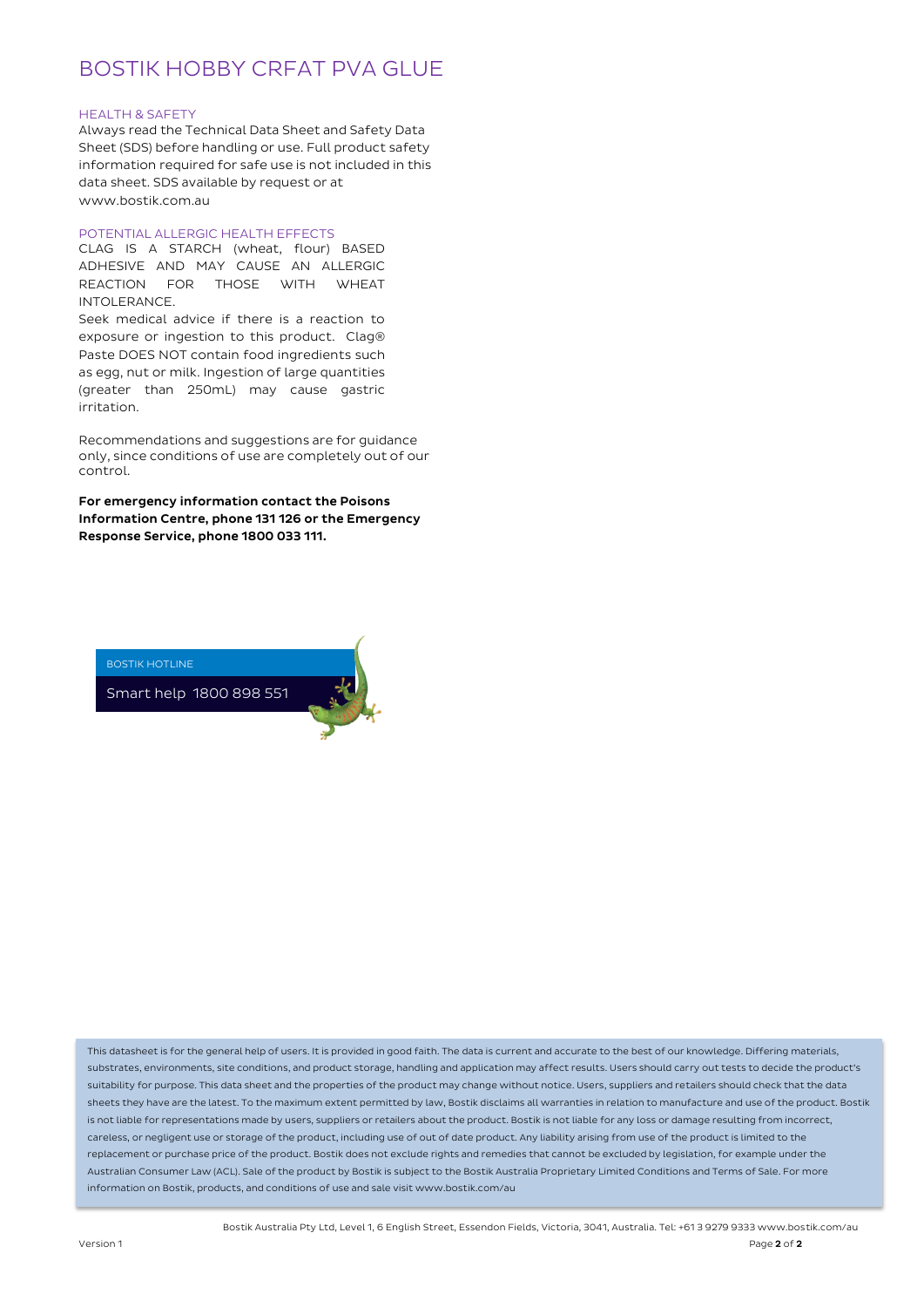# BOSTIK HOBBY CRFAT PVA GLUE

## HEALTH & SAFETY

Always read the Technical Data Sheet and Safety Data Sheet (SDS) before handling or use. Full product safety information required for safe use is not included in this data sheet. SDS available by request or at www.bostik.com.au

## POTENTIAL ALLERGIC HEALTH EFFECTS

CLAG IS A STARCH (wheat, flour) BASED ADHESIVE AND MAY CAUSE AN ALLERGIC REACTION FOR THOSE WITH WHEAT INTOLERANCE.

Seek medical advice if there is a reaction to exposure or ingestion to this product. Clag® Paste DOES NOT contain food ingredients such as egg, nut or milk. Ingestion of large quantities (greater than 250mL) may cause gastric irritation.

Recommendations and suggestions are for guidance only, since conditions of use are completely out of our control.

**For emergency information contact the Poisons Information Centre, phone 131 126 or the Emergency Response Service, phone 1800 033 111.**

BOSTIK HOTLINE

Smart help 1800 898 551

This datasheet is for the general help of users. It is provided in good faith. The data is current and accurate to the best of our knowledge. Differing materials, substrates, environments, site conditions, and product storage, handling and application may affect results. Users should carry out tests to decide the product's suitability for purpose. This data sheet and the properties of the product may change without notice. Users, suppliers and retailers should check that the data sheets they have are the latest. To the maximum extent permitted by law, Bostik disclaims all warranties in relation to manufacture and use of the product. Bostik is not liable for representations made by users, suppliers or retailers about the product. Bostik is not liable for any loss or damage resulting from incorrect, careless, or negligent use or storage of the product, including use of out of date product. Any liability arising from use of the product is limited to the replacement or purchase price of the product. Bostik does not exclude rights and remedies that cannot be excluded by legislation, for example under the Australian Consumer Law (ACL). Sale of the product by Bostik is subject to the Bostik Australia Proprietary Limited Conditions and Terms of Sale. For more information on Bostik, products, and conditions of use and sale visit www.bostik.com/au

Bostik Australia Pty Ltd, Level 1, 6 English Street, Essendon Fields, Victoria, 3041, Australia. Tel: +61 3 9279 9333 www.bostik.com/au

Version 1